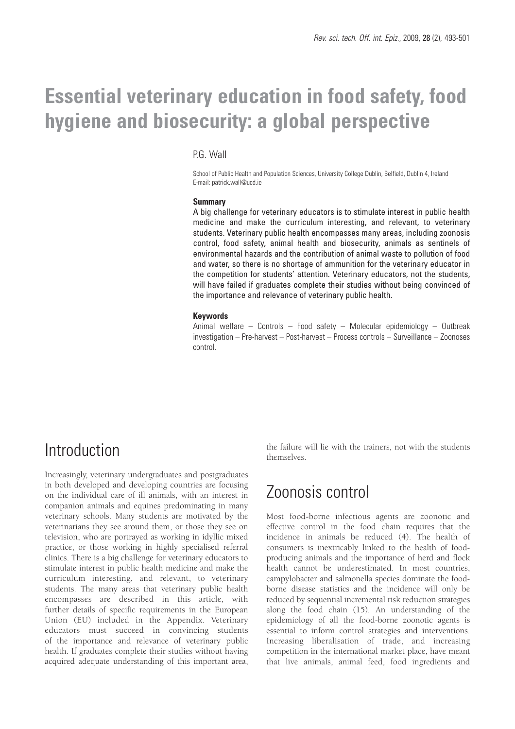# Essential veterinary education in food safety, food hygiene and biosecurity: a global perspective

P.G. Wall

School of Public Health and Population Sciences, University College Dublin, Belfield, Dublin 4, Ireland
E-mail: patrick.wall@ucd.ie

**Summary**

A big challenge for veterinary educators is to stimulate interest in public health medicine and make the curriculum interesting, and relevant, to veterinary students. Veterinary public health encompasses many areas, including zoonosis control, food safety, animal health and biosecurity, animals as sentinels of environmental hazards and the contribution of animal waste to pollution of food and water, so there is no shortage of ammunition for the veterinary educator in the competition for students' attention. Veterinary educators, not the students, will have failed if graduates complete their studies without being convinced of the importance and relevance of veterinary public health.

**Keywords**

Animal welfare – Controls – Food safety – Molecular epidemiology – Outbreak investigation – Pre-harvest – Post-harvest – Process controls – Surveillance – Zoonoses control.

## Introduction

Increasingly, veterinary undergraduates and postgraduates in both developed and developing countries are focusing on the individual care of ill animals, with an interest in companion animals and equines predominating in many veterinary schools. Many students are motivated by the veterinarians they see around them, or those they see on television, who are portrayed as working in idyllic mixed practice, or those working in highly specialised referral clinics. There is a big challenge for veterinary educators to stimulate interest in public health medicine and make the curriculum interesting, and relevant, to veterinary students. The many areas that veterinary public health encompasses are described in this article, with further details of specific requirements in the European Union (EU) included in the Appendix. Veterinary educators must succeed in convincing students of the importance and relevance of veterinary public health. If graduates complete their studies without having acquired adequate understanding of this important area, the failure will lie with the trainers, not with the students themselves.

## Zoonosis control

Most food-borne infectious agents are zoonotic and effective control in the food chain requires that the incidence in animals be reduced (4). The health of consumers is inextricably linked to the health of food-producing animals and the importance of herd and flock health cannot be underestimated. In most countries, campylobacter and salmonella species dominate the food-borne disease statistics and the incidence will only be reduced by sequential incremental risk reduction strategies along the food chain (15). An understanding of the epidemiology of all the food-borne zoonotic agents is essential to inform control strategies and interventions. Increasing liberalisation of trade, and increasing competition in the international market place, have meant that live animals, animal feed, food ingredients and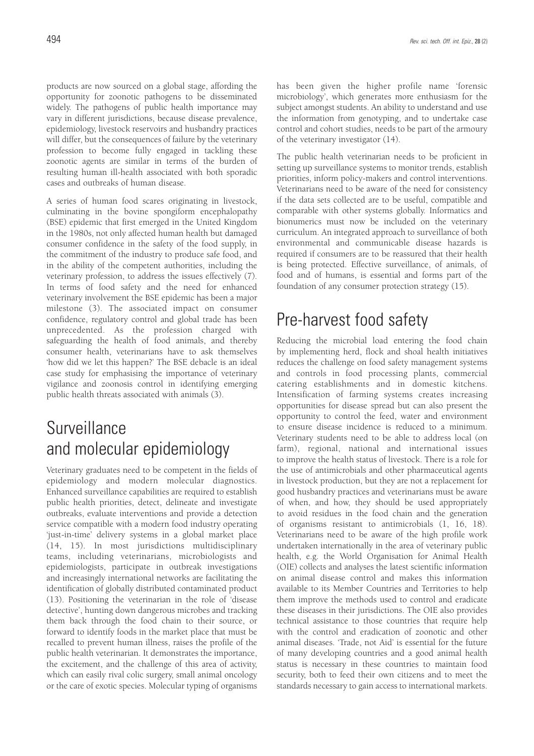products are now sourced on a global stage, affording the opportunity for zoonotic pathogens to be disseminated widely. The pathogens of public health importance may vary in different jurisdictions, because disease prevalence, epidemiology, livestock reservoirs and husbandry practices will differ, but the consequences of failure by the veterinary profession to become fully engaged in tackling these zoonotic agents are similar in terms of the burden of resulting human ill-health associated with both sporadic cases and outbreaks of human disease.

A series of human food scares originating in livestock, culminating in the bovine spongiform encephalopathy (BSE) epidemic that first emerged in the United Kingdom in the 1980s, not only affected human health but damaged consumer confidence in the safety of the food supply, in the commitment of the industry to produce safe food, and in the ability of the competent authorities, including the veterinary profession, to address the issues effectively (7). In terms of food safety and the need for enhanced veterinary involvement the BSE epidemic has been a major milestone (3). The associated impact on consumer confidence, regulatory control and global trade has been unprecedented. As the profession charged with safeguarding the health of food animals, and thereby consumer health, veterinarians have to ask themselves 'how did we let this happen?' The BSE debacle is an ideal case study for emphasising the importance of veterinary vigilance and zoonosis control in identifying emerging public health threats associated with animals (3).

## Surveillance and molecular epidemiology

Veterinary graduates need to be competent in the fields of epidemiology and modern molecular diagnostics. Enhanced surveillance capabilities are required to establish public health priorities, detect, delineate and investigate outbreaks, evaluate interventions and provide a detection service compatible with a modern food industry operating 'just-in-time' delivery systems in a global market place (14, 15). In most jurisdictions multidisciplinary teams, including veterinarians, microbiologists and epidemiologists, participate in outbreak investigations and increasingly international networks are facilitating the identification of globally distributed contaminated product (13). Positioning the veterinarian in the role of 'disease detective', hunting down dangerous microbes and tracking them back through the food chain to their source, or forward to identify foods in the market place that must be recalled to prevent human illness, raises the profile of the public health veterinarian. It demonstrates the importance, the excitement, and the challenge of this area of activity, which can easily rival colic surgery, small animal oncology or the care of exotic species. Molecular typing of organisms has been given the higher profile name 'forensic microbiology', which generates more enthusiasm for the subject amongst students. An ability to understand and use the information from genotyping, and to undertake case control and cohort studies, needs to be part of the armoury of the veterinary investigator (14).

The public health veterinarian needs to be proficient in setting up surveillance systems to monitor trends, establish priorities, inform policy-makers and control interventions. Veterinarians need to be aware of the need for consistency if the data sets collected are to be useful, compatible and comparable with other systems globally. Informatics and bionumerics must now be included on the veterinary curriculum. An integrated approach to surveillance of both environmental and communicable disease hazards is required if consumers are to be reassured that their health is being protected. Effective surveillance, of animals, of food and of humans, is essential and forms part of the foundation of any consumer protection strategy (15).

## Pre-harvest food safety

Reducing the microbial load entering the food chain by implementing herd, flock and shoal health initiatives reduces the challenge on food safety management systems and controls in food processing plants, commercial catering establishments and in domestic kitchens. Intensification of farming systems creates increasing opportunities for disease spread but can also present the opportunity to control the feed, water and environment to ensure disease incidence is reduced to a minimum. Veterinary students need to be able to address local (on farm), regional, national and international issues to improve the health status of livestock. There is a role for the use of antimicrobials and other pharmaceutical agents in livestock production, but they are not a replacement for good husbandry practices and veterinarians must be aware of when, and how, they should be used appropriately to avoid residues in the food chain and the generation of organisms resistant to antimicrobials (1, 16, 18). Veterinarians need to be aware of the high profile work undertaken internationally in the area of veterinary public health, e.g. the World Organisation for Animal Health (OIE) collects and analyses the latest scientific information on animal disease control and makes this information available to its Member Countries and Territories to help them improve the methods used to control and eradicate these diseases in their jurisdictions. The OIE also provides technical assistance to those countries that require help with the control and eradication of zoonotic and other animal diseases. 'Trade, not Aid' is essential for the future of many developing countries and a good animal health status is necessary in these countries to maintain food security, both to feed their own citizens and to meet the standards necessary to gain access to international markets.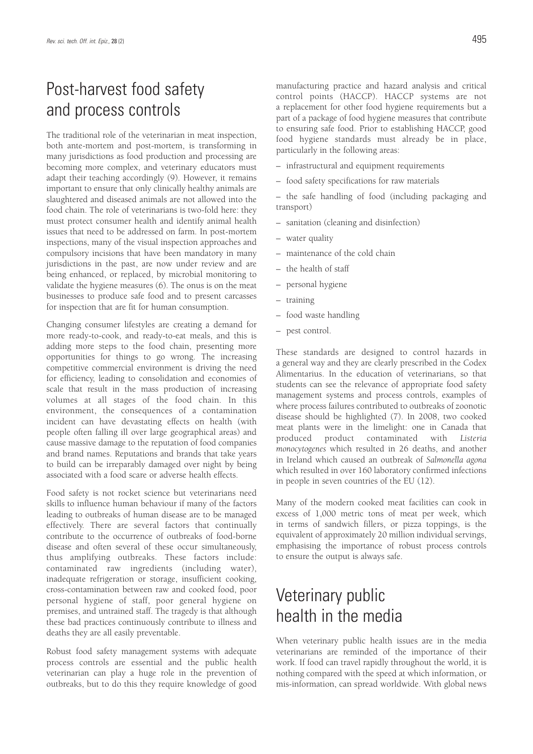## Post-harvest food safety and process controls

The traditional role of the veterinarian in meat inspection, both ante-mortem and post-mortem, is transforming in many jurisdictions as food production and processing are becoming more complex, and veterinary educators must adapt their teaching accordingly (9). However, it remains important to ensure that only clinically healthy animals are slaughtered and diseased animals are not allowed into the food chain. The role of veterinarians is two-fold here: they must protect consumer health and identify animal health issues that need to be addressed on farm. In post-mortem inspections, many of the visual inspection approaches and compulsory incisions that have been mandatory in many jurisdictions in the past, are now under review and are being enhanced, or replaced, by microbial monitoring to validate the hygiene measures (6). The onus is on the meat businesses to produce safe food and to present carcasses for inspection that are fit for human consumption.

Changing consumer lifestyles are creating a demand for more ready-to-cook, and ready-to-eat meals, and this is adding more steps to the food chain, presenting more opportunities for things to go wrong. The increasing competitive commercial environment is driving the need for efficiency, leading to consolidation and economies of scale that result in the mass production of increasing volumes at all stages of the food chain. In this environment, the consequences of a contamination incident can have devastating effects on health (with people often falling ill over large geographical areas) and cause massive damage to the reputation of food companies and brand names. Reputations and brands that take years to build can be irreparably damaged over night by being associated with a food scare or adverse health effects.

Food safety is not rocket science but veterinarians need skills to influence human behaviour if many of the factors leading to outbreaks of human disease are to be managed effectively. There are several factors that continually contribute to the occurrence of outbreaks of food-borne disease and often several of these occur simultaneously, thus amplifying outbreaks. These factors include: contaminated raw ingredients (including water), inadequate refrigeration or storage, insufficient cooking, cross-contamination between raw and cooked food, poor personal hygiene of staff, poor general hygiene on premises, and untrained staff. The tragedy is that although these bad practices continuously contribute to illness and deaths they are all easily preventable.

Robust food safety management systems with adequate process controls are essential and the public health veterinarian can play a huge role in the prevention of outbreaks, but to do this they require knowledge of good manufacturing practice and hazard analysis and critical control points (HACCP). HACCP systems are not a replacement for other food hygiene requirements but a part of a package of food hygiene measures that contribute to ensuring safe food. Prior to establishing HACCP, good food hygiene standards must already be in place, particularly in the following areas:

– infrastructural and equipment requirements

– food safety specifications for raw materials

– the safe handling of food (including packaging and transport)

– sanitation (cleaning and disinfection)

– water quality

– maintenance of the cold chain

– the health of staff

– personal hygiene

– training

– food waste handling

– pest control.

These standards are designed to control hazards in a general way and they are clearly prescribed in the Codex Alimentarius. In the education of veterinarians, so that students can see the relevance of appropriate food safety management systems and process controls, examples of where process failures contributed to outbreaks of zoonotic disease should be highlighted (7). In 2008, two cooked meat plants were in the limelight: one in Canada that produced product contaminated with *Listeria monocytogenes* which resulted in 26 deaths, and another in Ireland which caused an outbreak of *Salmonella agona* which resulted in over 160 laboratory confirmed infections in people in seven countries of the EU (12).

Many of the modern cooked meat facilities can cook in excess of 1,000 metric tons of meat per week, which in terms of sandwich fillers, or pizza toppings, is the equivalent of approximately 20 million individual servings, emphasising the importance of robust process controls to ensure the output is always safe.

## Veterinary public health in the media

When veterinary public health issues are in the media veterinarians are reminded of the importance of their work. If food can travel rapidly throughout the world, it is nothing compared with the speed at which information, or mis-information, can spread worldwide. With global news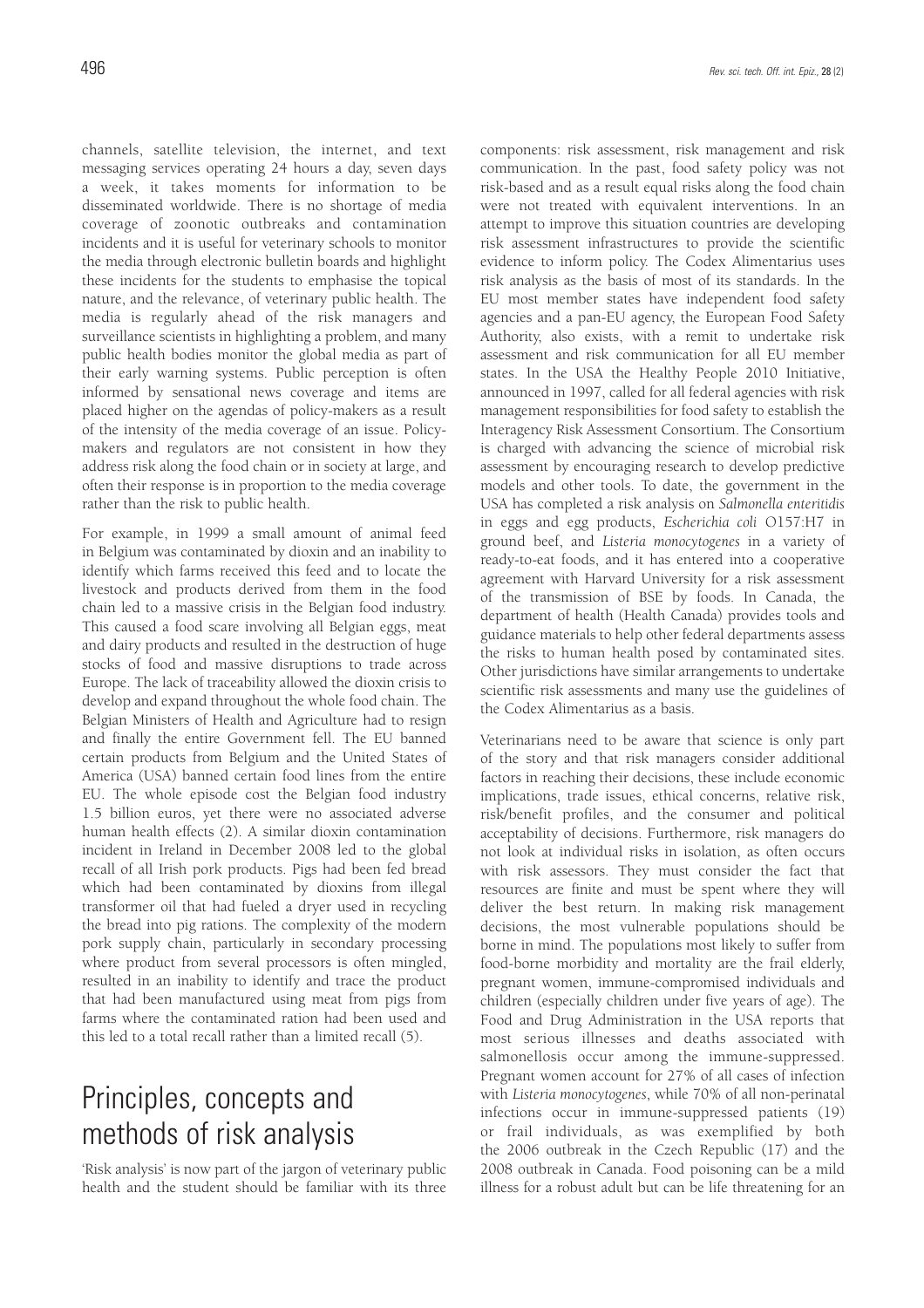channels, satellite television, the internet, and text messaging services operating 24 hours a day, seven days a week, it takes moments for information to be disseminated worldwide. There is no shortage of media coverage of zoonotic outbreaks and contamination incidents and it is useful for veterinary schools to monitor the media through electronic bulletin boards and highlight these incidents for the students to emphasise the topical nature, and the relevance, of veterinary public health. The media is regularly ahead of the risk managers and surveillance scientists in highlighting a problem, and many public health bodies monitor the global media as part of their early warning systems. Public perception is often informed by sensational news coverage and items are placed higher on the agendas of policy-makers as a result of the intensity of the media coverage of an issue. Policy-makers and regulators are not consistent in how they address risk along the food chain or in society at large, and often their response is in proportion to the media coverage rather than the risk to public health.

For example, in 1999 a small amount of animal feed in Belgium was contaminated by dioxin and an inability to identify which farms received this feed and to locate the livestock and products derived from them in the food chain led to a massive crisis in the Belgian food industry. This caused a food scare involving all Belgian eggs, meat and dairy products and resulted in the destruction of huge stocks of food and massive disruptions to trade across Europe. The lack of traceability allowed the dioxin crisis to develop and expand throughout the whole food chain. The Belgian Ministers of Health and Agriculture had to resign and finally the entire Government fell. The EU banned certain products from Belgium and the United States of America (USA) banned certain food lines from the entire EU. The whole episode cost the Belgian food industry 1.5 billion euros, yet there were no associated adverse human health effects (2). A similar dioxin contamination incident in Ireland in December 2008 led to the global recall of all Irish pork products. Pigs had been fed bread which had been contaminated by dioxins from illegal transformer oil that had fueled a dryer used in recycling the bread into pig rations. The complexity of the modern pork supply chain, particularly in secondary processing where product from several processors is often mingled, resulted in an inability to identify and trace the product that had been manufactured using meat from pigs from farms where the contaminated ration had been used and this led to a total recall rather than a limited recall (5).

# Principles, concepts and methods of risk analysis

'Risk analysis' is now part of the jargon of veterinary public health and the student should be familiar with its three components: risk assessment, risk management and risk communication. In the past, food safety policy was not risk-based and as a result equal risks along the food chain were not treated with equivalent interventions. In an attempt to improve this situation countries are developing risk assessment infrastructures to provide the scientific evidence to inform policy. The Codex Alimentarius uses risk analysis as the basis of most of its standards. In the EU most member states have independent food safety agencies and a pan-EU agency, the European Food Safety Authority, also exists, with a remit to undertake risk assessment and risk communication for all EU member states. In the USA the Healthy People 2010 Initiative, announced in 1997, called for all federal agencies with risk management responsibilities for food safety to establish the Interagency Risk Assessment Consortium. The Consortium is charged with advancing the science of microbial risk assessment by encouraging research to develop predictive models and other tools. To date, the government in the USA has completed a risk analysis on *Salmonella enteritidis* in eggs and egg products, *Escherichia coli* O157:H7 in ground beef, and *Listeria monocytogenes* in a variety of ready-to-eat foods, and it has entered into a cooperative agreement with Harvard University for a risk assessment of the transmission of BSE by foods. In Canada, the department of health (Health Canada) provides tools and guidance materials to help other federal departments assess the risks to human health posed by contaminated sites. Other jurisdictions have similar arrangements to undertake scientific risk assessments and many use the guidelines of the Codex Alimentarius as a basis.

Veterinarians need to be aware that science is only part of the story and that risk managers consider additional factors in reaching their decisions, these include economic implications, trade issues, ethical concerns, relative risk, risk/benefit profiles, and the consumer and political acceptability of decisions. Furthermore, risk managers do not look at individual risks in isolation, as often occurs with risk assessors. They must consider the fact that resources are finite and must be spent where they will deliver the best return. In making risk management decisions, the most vulnerable populations should be borne in mind. The populations most likely to suffer from food-borne morbidity and mortality are the frail elderly, pregnant women, immune-compromised individuals and children (especially children under five years of age). The Food and Drug Administration in the USA reports that most serious illnesses and deaths associated with salmonellosis occur among the immune-suppressed. Pregnant women account for 27% of all cases of infection with *Listeria monocytogenes*, while 70% of all non-perinatal infections occur in immune-suppressed patients (19) or frail individuals, as was exemplified by both the 2006 outbreak in the Czech Republic (17) and the 2008 outbreak in Canada. Food poisoning can be a mild illness for a robust adult but can be life threatening for an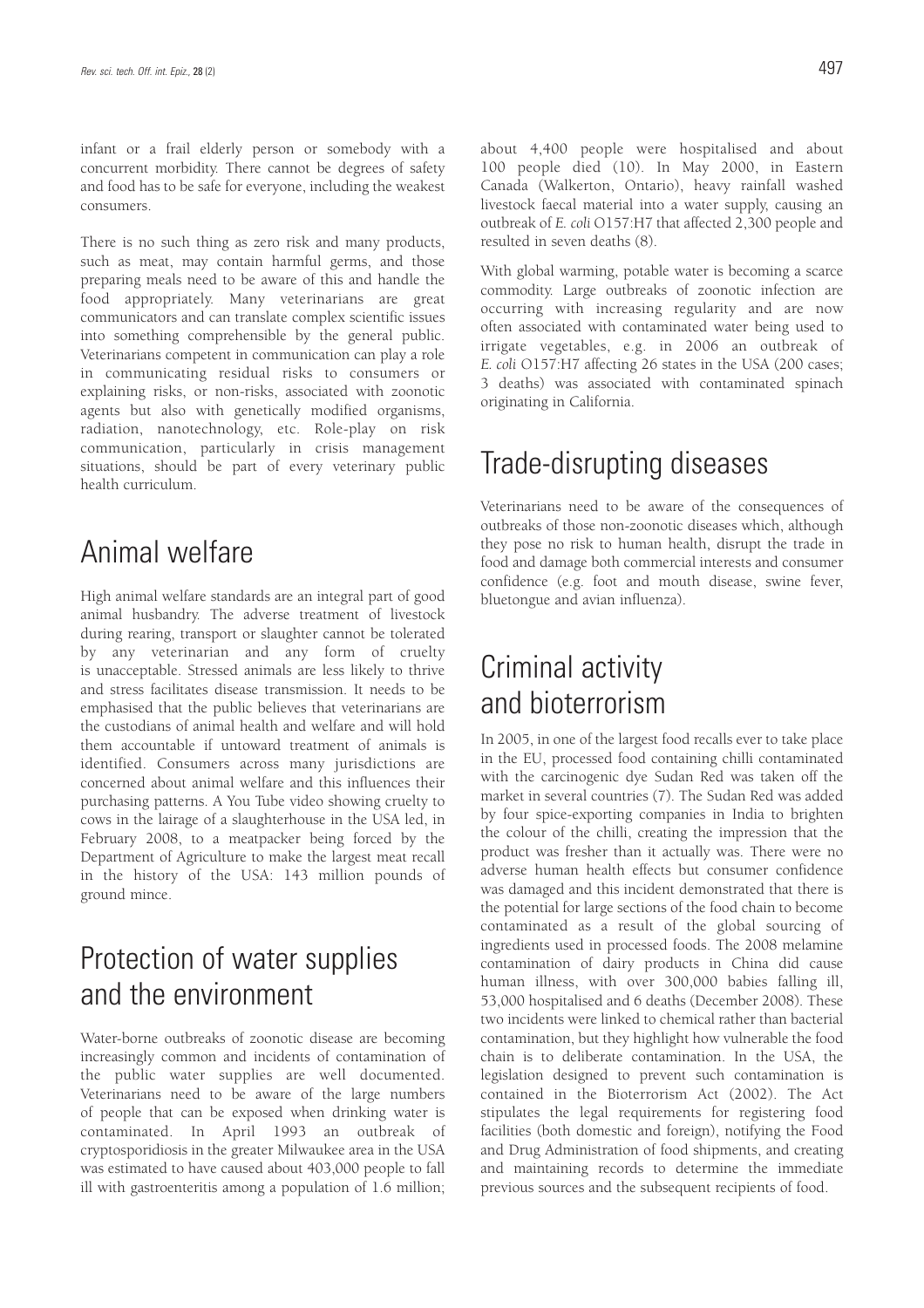infant or a frail elderly person or somebody with a concurrent morbidity. There cannot be degrees of safety and food has to be safe for everyone, including the weakest consumers.

There is no such thing as zero risk and many products, such as meat, may contain harmful germs, and those preparing meals need to be aware of this and handle the food appropriately. Many veterinarians are great communicators and can translate complex scientific issues into something comprehensible by the general public. Veterinarians competent in communication can play a role in communicating residual risks to consumers or explaining risks, or non-risks, associated with zoonotic agents but also with genetically modified organisms, radiation, nanotechnology, etc. Role-play on risk communication, particularly in crisis management situations, should be part of every veterinary public health curriculum.

# Animal welfare

High animal welfare standards are an integral part of good animal husbandry. The adverse treatment of livestock during rearing, transport or slaughter cannot be tolerated by any veterinarian and any form of cruelty is unacceptable. Stressed animals are less likely to thrive and stress facilitates disease transmission. It needs to be emphasised that the public believes that veterinarians are the custodians of animal health and welfare and will hold them accountable if untoward treatment of animals is identified. Consumers across many jurisdictions are concerned about animal welfare and this influences their purchasing patterns. A You Tube video showing cruelty to cows in the lairage of a slaughterhouse in the USA led, in February 2008, to a meatpacker being forced by the Department of Agriculture to make the largest meat recall in the history of the USA: 143 million pounds of ground mince.

# Protection of water supplies and the environment

Water-borne outbreaks of zoonotic disease are becoming increasingly common and incidents of contamination of the public water supplies are well documented. Veterinarians need to be aware of the large numbers of people that can be exposed when drinking water is contaminated. In April 1993 an outbreak of cryptosporidiosis in the greater Milwaukee area in the USA was estimated to have caused about 403,000 people to fall ill with gastroenteritis among a population of 1.6 million; about 4,400 people were hospitalised and about 100 people died (10). In May 2000, in Eastern Canada (Walkerton, Ontario), heavy rainfall washed livestock faecal material into a water supply, causing an outbreak of *E. coli* O157:H7 that affected 2,300 people and resulted in seven deaths (8).

With global warming, potable water is becoming a scarce commodity. Large outbreaks of zoonotic infection are occurring with increasing regularity and are now often associated with contaminated water being used to irrigate vegetables, e.g. in 2006 an outbreak of *E. coli* O157:H7 affecting 26 states in the USA (200 cases; 3 deaths) was associated with contaminated spinach originating in California.

# Trade-disrupting diseases

Veterinarians need to be aware of the consequences of outbreaks of those non-zoonotic diseases which, although they pose no risk to human health, disrupt the trade in food and damage both commercial interests and consumer confidence (e.g. foot and mouth disease, swine fever, bluetongue and avian influenza).

# Criminal activity and bioterrorism

In 2005, in one of the largest food recalls ever to take place in the EU, processed food containing chilli contaminated with the carcinogenic dye Sudan Red was taken off the market in several countries (7). The Sudan Red was added by four spice-exporting companies in India to brighten the colour of the chilli, creating the impression that the product was fresher than it actually was. There were no adverse human health effects but consumer confidence was damaged and this incident demonstrated that there is the potential for large sections of the food chain to become contaminated as a result of the global sourcing of ingredients used in processed foods. The 2008 melamine contamination of dairy products in China did cause human illness, with over 300,000 babies falling ill, 53,000 hospitalised and 6 deaths (December 2008). These two incidents were linked to chemical rather than bacterial contamination, but they highlight how vulnerable the food chain is to deliberate contamination. In the USA, the legislation designed to prevent such contamination is contained in the Bioterrorism Act (2002). The Act stipulates the legal requirements for registering food facilities (both domestic and foreign), notifying the Food and Drug Administration of food shipments, and creating and maintaining records to determine the immediate previous sources and the subsequent recipients of food.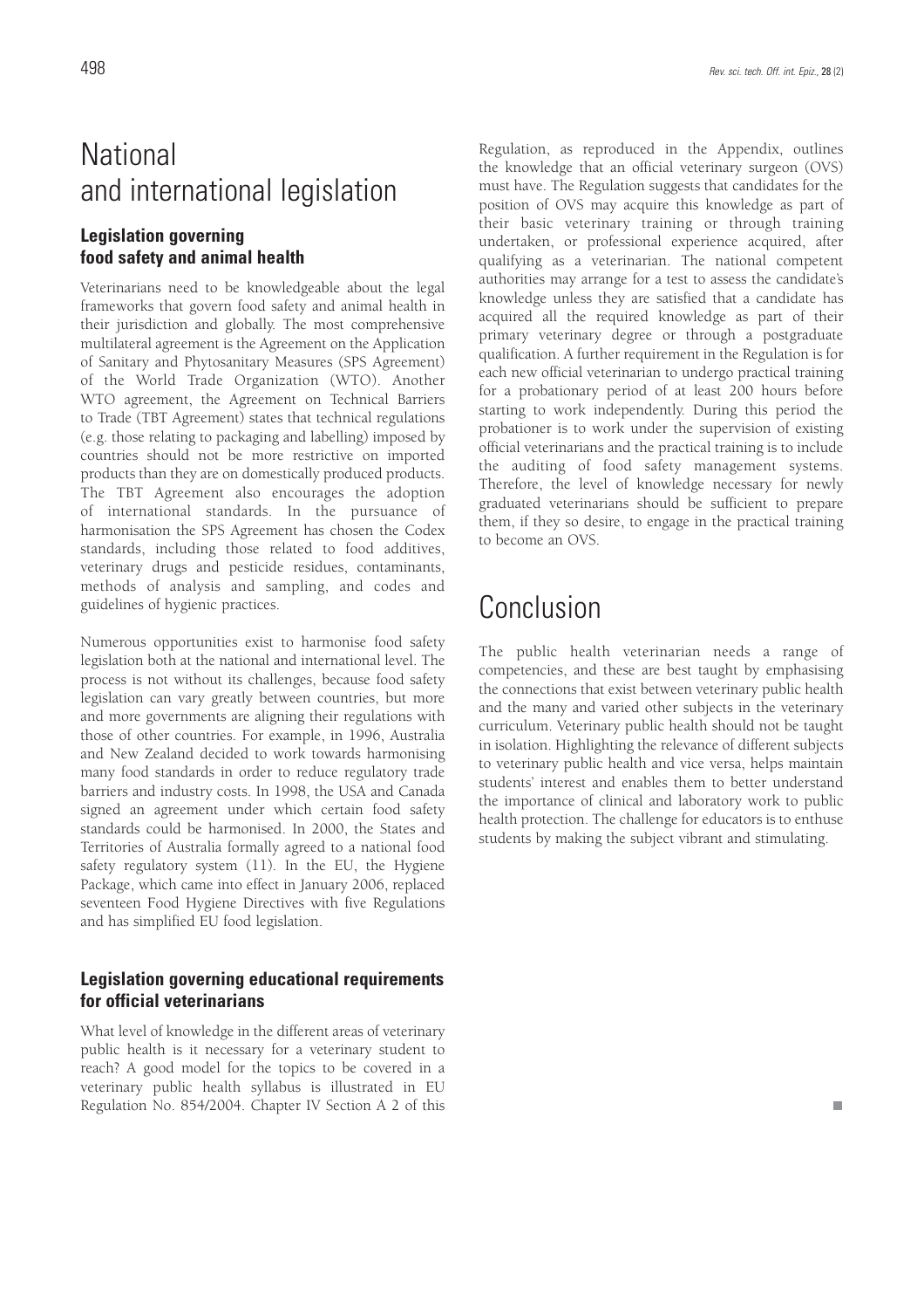# National and international legislation

## Legislation governing food safety and animal health

Veterinarians need to be knowledgeable about the legal frameworks that govern food safety and animal health in their jurisdiction and globally. The most comprehensive multilateral agreement is the Agreement on the Application of Sanitary and Phytosanitary Measures (SPS Agreement) of the World Trade Organization (WTO). Another WTO agreement, the Agreement on Technical Barriers to Trade (TBT Agreement) states that technical regulations (e.g. those relating to packaging and labelling) imposed by countries should not be more restrictive on imported products than they are on domestically produced products. The TBT Agreement also encourages the adoption of international standards. In the pursuance of harmonisation the SPS Agreement has chosen the Codex standards, including those related to food additives, veterinary drugs and pesticide residues, contaminants, methods of analysis and sampling, and codes and guidelines of hygienic practices.

Numerous opportunities exist to harmonise food safety legislation both at the national and international level. The process is not without its challenges, because food safety legislation can vary greatly between countries, but more and more governments are aligning their regulations with those of other countries. For example, in 1996, Australia and New Zealand decided to work towards harmonising many food standards in order to reduce regulatory trade barriers and industry costs. In 1998, the USA and Canada signed an agreement under which certain food safety standards could be harmonised. In 2000, the States and Territories of Australia formally agreed to a national food safety regulatory system (11). In the EU, the Hygiene Package, which came into effect in January 2006, replaced seventeen Food Hygiene Directives with five Regulations and has simplified EU food legislation.

## Legislation governing educational requirements for official veterinarians

What level of knowledge in the different areas of veterinary public health is it necessary for a veterinary student to reach? A good model for the topics to be covered in a veterinary public health syllabus is illustrated in EU Regulation No. 854/2004. Chapter IV Section A 2 of this Regulation, as reproduced in the Appendix, outlines the knowledge that an official veterinary surgeon (OVS) must have. The Regulation suggests that candidates for the position of OVS may acquire this knowledge as part of their basic veterinary training or through training undertaken, or professional experience acquired, after qualifying as a veterinarian. The national competent authorities may arrange for a test to assess the candidate's knowledge unless they are satisfied that a candidate has acquired all the required knowledge as part of their primary veterinary degree or through a postgraduate qualification. A further requirement in the Regulation is for each new official veterinarian to undergo practical training for a probationary period of at least 200 hours before starting to work independently. During this period the probationer is to work under the supervision of existing official veterinarians and the practical training is to include the auditing of food safety management systems. Therefore, the level of knowledge necessary for newly graduated veterinarians should be sufficient to prepare them, if they so desire, to engage in the practical training to become an OVS.

# Conclusion

The public health veterinarian needs a range of competencies, and these are best taught by emphasising the connections that exist between veterinary public health and the many and varied other subjects in the veterinary curriculum. Veterinary public health should not be taught in isolation. Highlighting the relevance of different subjects to veterinary public health and vice versa, helps maintain students' interest and enables them to better understand the importance of clinical and laboratory work to public health protection. The challenge for educators is to enthuse students by making the subject vibrant and stimulating.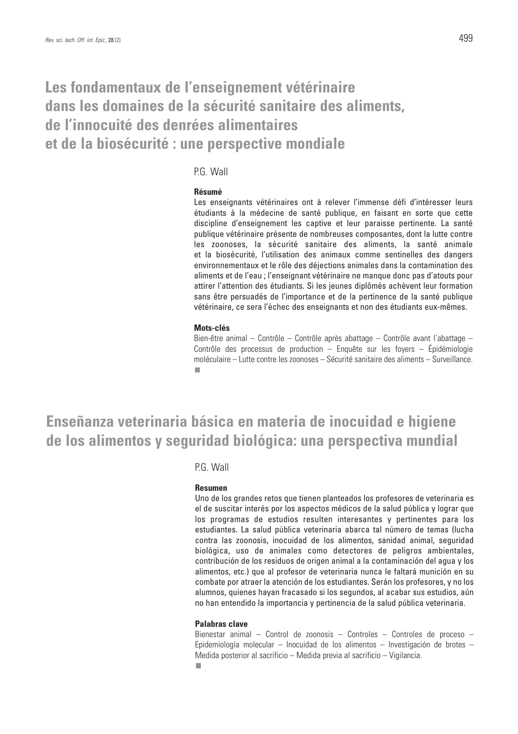# Les fondamentaux de l'enseignement vétérinaire dans les domaines de la sécurité sanitaire des aliments, de l'innocuité des denrées alimentaires et de la biosécurité : une perspective mondiale

P.G. Wall

### Résumé

Les enseignants vétérinaires ont à relever l'immense défi d'intéresser leurs étudiants à la médecine de santé publique, en faisant en sorte que cette discipline d'enseignement les captive et leur paraisse pertinente. La santé publique vétérinaire présente de nombreuses composantes, dont la lutte contre les zoonoses, la sécurité sanitaire des aliments, la santé animale et la biosécurité, l'utilisation des animaux comme sentinelles des dangers environnementaux et le rôle des déjections animales dans la contamination des aliments et de l'eau ; l'enseignant vétérinaire ne manque donc pas d'atouts pour attirer l'attention des étudiants. Si les jeunes diplômés achèvent leur formation sans être persuadés de l'importance et de la pertinence de la santé publique vétérinaire, ce sera l'échec des enseignants et non des étudiants eux-mêmes.

### Mots-clés

Bien-être animal – Contrôle – Contrôle après abattage – Contrôle avant l'abattage – Contrôle des processus de production – Enquête sur les foyers – Épidémiologie moléculaire – Lutte contre les zoonoses – Sécurité sanitaire des aliments – Surveillance.

■

# Enseñanza veterinaria básica en materia de inocuidad e higiene de los alimentos y seguridad biológica: una perspectiva mundial

P.G. Wall

### Resumen

Uno de los grandes retos que tienen planteados los profesores de veterinaria es el de suscitar interés por los aspectos médicos de la salud pública y lograr que los programas de estudios resulten interesantes y pertinentes para los estudiantes. La salud pública veterinaria abarca tal número de temas (lucha contra las zoonosis, inocuidad de los alimentos, sanidad animal, seguridad biológica, uso de animales como detectores de peligros ambientales, contribución de los residuos de origen animal a la contaminación del agua y los alimentos, etc.) que al profesor de veterinaria nunca le faltará munición en su combate por atraer la atención de los estudiantes. Serán los profesores, y no los alumnos, quienes hayan fracasado si los segundos, al acabar sus estudios, aún no han entendido la importancia y pertinencia de la salud pública veterinaria.

### Palabras clave

Bienestar animal – Control de zoonosis – Controles – Controles de proceso – Epidemiología molecular – Inocuidad de los alimentos – Investigación de brotes – Medida posterior al sacrificio – Medida previa al sacrificio – Vigilancia.

■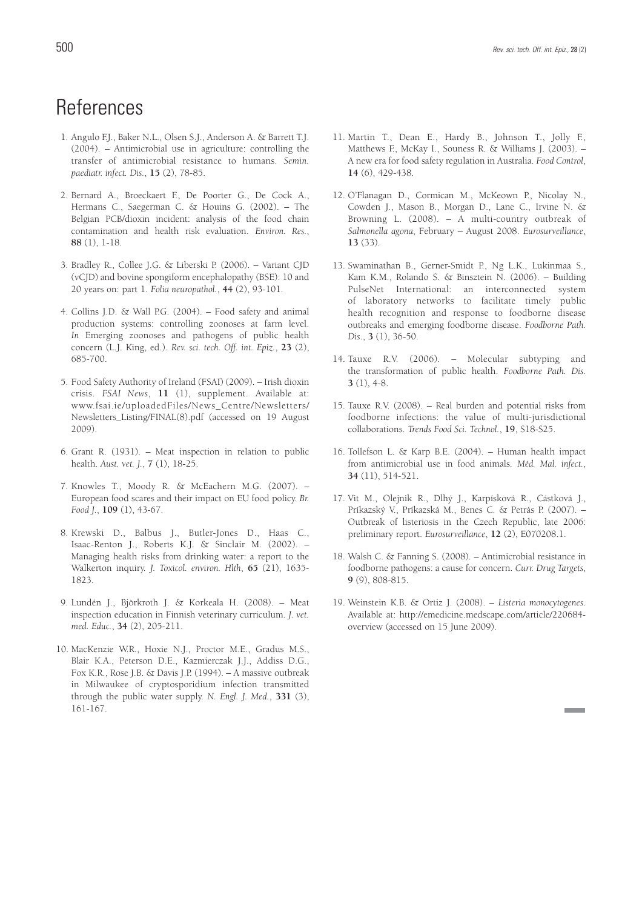# References

1. Angulo F.J., Baker N.L., Olsen S.J., Anderson A. & Barrett T.J. (2004). – Antimicrobial use in agriculture: controlling the transfer of antimicrobial resistance to humans. *Semin. paediatr. infect. Dis.*, **15** (2), 78-85.

2. Bernard A., Broeckaert F., De Poorter G., De Cock A., Hermans C., Saegerman C. & Houins G. (2002). – The Belgian PCB/dioxin incident: analysis of the food chain contamination and health risk evaluation. *Environ. Res.*, **88** (1), 1-18.

3. Bradley R., Collee J.G. & Liberski P. (2006). – Variant CJD (vCJD) and bovine spongiform encephalopathy (BSE): 10 and 20 years on: part 1. *Folia neuropathol.*, **44** (2), 93-101.

4. Collins J.D. & Wall P.G. (2004). – Food safety and animal production systems: controlling zoonoses at farm level. *In* Emerging zoonoses and pathogens of public health concern (L.J. King, ed.). *Rev. sci. tech. Off. int. Epiz.*, **23** (2), 685-700.

5. Food Safety Authority of Ireland (FSAI) (2009). – Irish dioxin crisis. *FSAI News*, **11** (1), supplement. Available at: www.fsai.ie/uploadedFiles/News_Centre/Newsletters/Newsletters_Listing/FINAL(8).pdf (accessed on 19 August 2009).

6. Grant R. (1931). – Meat inspection in relation to public health. *Aust. vet. J.*, **7** (1), 18-25.

7. Knowles T., Moody R. & McEachern M.G. (2007). – European food scares and their impact on EU food policy. *Br. Food J.*, **109** (1), 43-67.

8. Krewski D., Balbus J., Butler-Jones D., Haas C., Isaac-Renton J., Roberts K.J. & Sinclair M. (2002). – Managing health risks from drinking water: a report to the Walkerton inquiry. *J. Toxicol. environ. Hlth*, **65** (21), 1635-1823.

9. Lundén J., Björkroth J. & Korkeala H. (2008). – Meat inspection education in Finnish veterinary curriculum. *J. vet. med. Educ.*, **34** (2), 205-211.

10. MacKenzie W.R., Hoxie N.J., Proctor M.E., Gradus M.S., Blair K.A., Peterson D.E., Kazmierczak J.J., Addiss D.G., Fox K.R., Rose J.B. & Davis J.P. (1994). – A massive outbreak in Milwaukee of cryptosporidium infection transmitted through the public water supply. *N. Engl. J. Med.*, **331** (3), 161-167.

11. Martin T., Dean E., Hardy B., Johnson T., Jolly F., Matthews F., McKay I., Souness R. & Williams J. (2003). – A new era for food safety regulation in Australia. *Food Control*, **14** (6), 429-438.

12. O'Flanagan D., Cormican M., McKeown P., Nicolay N., Cowden J., Mason B., Morgan D., Lane C., Irvine N. & Browning L. (2008). – A multi-country outbreak of *Salmonella agona*, February – August 2008. *Eurosurveillance*, **13** (33).

13. Swaminathan B., Gerner-Smidt P., Ng L.K., Lukinmaa S., Kam K.M., Rolando S. & Binsztein N. (2006). – Building PulseNet International: an interconnected system of laboratory networks to facilitate timely public health recognition and response to foodborne disease outbreaks and emerging foodborne disease. *Foodborne Path. Dis.*, **3** (1), 36-50.

14. Tauxe R.V. (2006). – Molecular subtyping and the transformation of public health. *Foodborne Path. Dis.* **3** (1), 4-8.

15. Tauxe R.V. (2008). – Real burden and potential risks from foodborne infections: the value of multi-jurisdictional collaborations. *Trends Food Sci. Technol.*, **19**, S18-S25.

16. Tollefson L. & Karp B.E. (2004). – Human health impact from antimicrobial use in food animals. *Méd. Mal. infect.*, **34** (11), 514-521.

17. Vit M., Olejnik R., Dlhý J., Karpíšková R., Cástková J., Príkazský V., Príkazská M., Benes C. & Petrás P. (2007). – Outbreak of listeriosis in the Czech Republic, late 2006: preliminary report. *Eurosurveillance*, **12** (2), E070208.1.

18. Walsh C. & Fanning S. (2008). – Antimicrobial resistance in foodborne pathogens: a cause for concern. *Curr. Drug Targets*, **9** (9), 808-815.

19. Weinstein K.B. & Ortiz J. (2008). – *Listeria monocytogenes*. Available at: http://emedicine.medscape.com/article/220684-overview (accessed on 15 June 2009).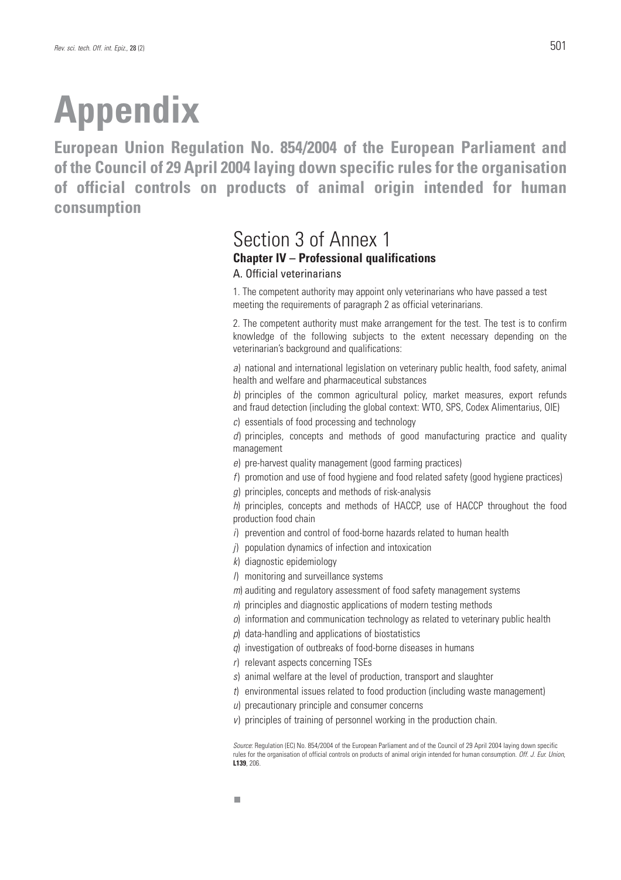# Appendix

## European Union Regulation No. 854/2004 of the European Parliament and of the Council of 29 April 2004 laying down specific rules for the organisation of official controls on products of animal origin intended for human consumption

## Section 3 of Annex 1

### Chapter IV – Professional qualifications

A. Official veterinarians

1. The competent authority may appoint only veterinarians who have passed a test meeting the requirements of paragraph 2 as official veterinarians.

2. The competent authority must make arrangement for the test. The test is to confirm knowledge of the following subjects to the extent necessary depending on the veterinarian's background and qualifications:

*a*) national and international legislation on veterinary public health, food safety, animal health and welfare and pharmaceutical substances

*b*) principles of the common agricultural policy, market measures, export refunds and fraud detection (including the global context: WTO, SPS, Codex Alimentarius, OIE)

*c*) essentials of food processing and technology

*d*) principles, concepts and methods of good manufacturing practice and quality management

*e*) pre-harvest quality management (good farming practices)

*f*) promotion and use of food hygiene and food related safety (good hygiene practices)

*g*) principles, concepts and methods of risk-analysis

*h*) principles, concepts and methods of HACCP, use of HACCP throughout the food production food chain

*i*) prevention and control of food-borne hazards related to human health

*j*) population dynamics of infection and intoxication

*k*) diagnostic epidemiology

*l*) monitoring and surveillance systems

*m*) auditing and regulatory assessment of food safety management systems

*n*) principles and diagnostic applications of modern testing methods

*o*) information and communication technology as related to veterinary public health

*p*) data-handling and applications of biostatistics

*q*) investigation of outbreaks of food-borne diseases in humans

*r*) relevant aspects concerning TSEs

*s*) animal welfare at the level of production, transport and slaughter

*t*) environmental issues related to food production (including waste management)

*u*) precautionary principle and consumer concerns

*v*) principles of training of personnel working in the production chain.

*Source*: Regulation (EC) No. 854/2004 of the European Parliament and of the Council of 29 April 2004 laying down specific rules for the organisation of official controls on products of animal origin intended for human consumption. *Off. J. Eur. Union*, **L139**, 206.